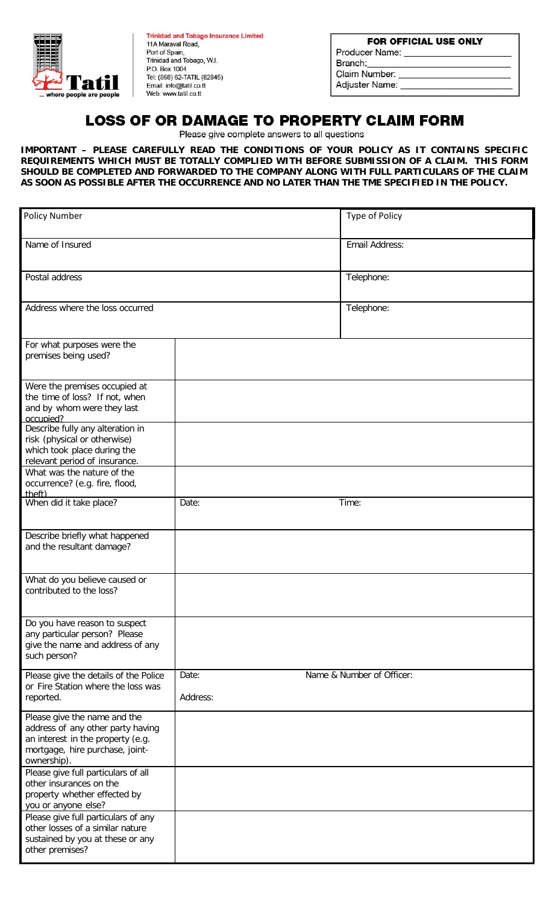Trinidad and Tobago Insurance Limited
11A Maraval Road,
Port of Spain,
Trinidad and Tobago, W.I.
P.O. Box 1004
Tel: (868) 62-TATIL (82845)
Email: info@tatil.co.tt
Web: www.tatil.co.tt

Tatil ... where people are people

| FOR OFFICIAL USE ONLY |
|---|
| Producer Name: ______________________ |
| Branch: ______________________ |
| Claim Number: ______________________ |
| Adjuster Name: ______________________ |

# LOSS OF OR DAMAGE TO PROPERTY CLAIM FORM

Please give complete answers to all questions

**IMPORTANT – PLEASE CAREFULLY READ THE CONDITIONS OF YOUR POLICY AS IT CONTAINS SPECIFIC REQUIREMENTS WHICH MUST BE TOTALLY COMPLIED WITH BEFORE SUBMISSION OF A CLAIM. THIS FORM SHOULD BE COMPLETED AND FORWARDED TO THE COMPANY ALONG WITH FULL PARTICULARS OF THE CLAIM AS SOON AS POSSIBLE AFTER THE OCCURRENCE AND NO LATER THAN THE TME SPECIFIED IN THE POLICY.**

| Policy Number | | Type of Policy |
|---|---|---|
| Name of Insured | | Email Address: |
| Postal address | | Telephone: |
| Address where the loss occurred | | Telephone: |
| For what purposes were the premises being used? | | |
| Were the premises occupied at the time of loss? If not, when and by whom were they last occupied? | | |
| Describe fully any alteration in risk (physical or otherwise) which took place during the relevant period of insurance. | | |
| What was the nature of the occurrence? (e.g. fire, flood, theft) | | |
| When did it take place? | Date: | Time: |
| Describe briefly what happened and the resultant damage? | | |
| What do you believe caused or contributed to the loss? | | |
| Do you have reason to suspect any particular person? Please give the name and address of any such person? | | |
| Please give the details of the Police or Fire Station where the loss was reported. | Date:<br>Address: | Name & Number of Officer: |
| Please give the name and the address of any other party having an interest in the property (e.g. mortgage, hire purchase, joint-ownership). | | |
| Please give full particulars of all other insurances on the property whether effected by you or anyone else? | | |
| Please give full particulars of any other losses of a similar nature sustained by you at these or any other premises? | | |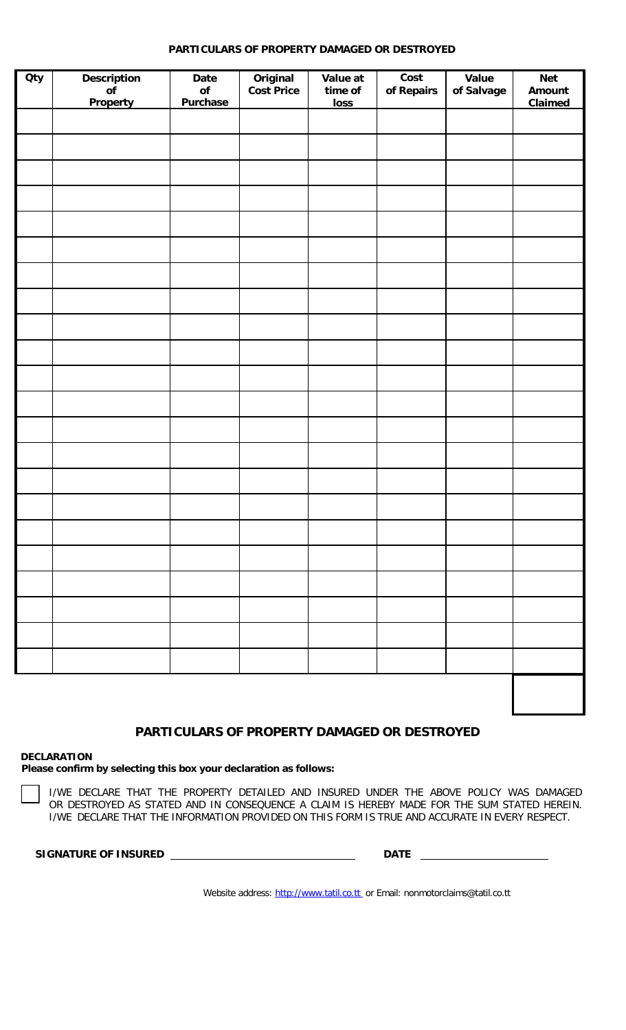## PARTICULARS OF PROPERTY DAMAGED OR DESTROYED

| Qty | Description of Property | Date of Purchase | Original Cost Price | Value at time of loss | Cost of Repairs | Value of Salvage | Net Amount Claimed |
|---|---|---|---|---|---|---|---|
| | | | | | | | |
| | | | | | | | |
| | | | | | | | |
| | | | | | | | |
| | | | | | | | |
| | | | | | | | |
| | | | | | | | |
| | | | | | | | |
| | | | | | | | |
| | | | | | | | |
| | | | | | | | |
| | | | | | | | |
| | | | | | | | |
| | | | | | | | |
| | | | | | | | |
| | | | | | | | |
| | | | | | | | |
| | | | | | | | |
| | | | | | | | |
| | | | | | | | |
| | | | | | | | |
| | | | | | | | |
| | | | | | | | |

## PARTICULARS OF PROPERTY DAMAGED OR DESTROYED

**DECLARATION**

**Please confirm by selecting this box your declaration as follows:**

☐ I/WE DECLARE THAT THE PROPERTY DETAILED AND INSURED UNDER THE ABOVE POLICY WAS DAMAGED OR DESTROYED AS STATED AND IN CONSEQUENCE A CLAIM IS HEREBY MADE FOR THE SUM STATED HEREIN. I/WE DECLARE THAT THE INFORMATION PROVIDED ON THIS FORM IS TRUE AND ACCURATE IN EVERY RESPECT.

**SIGNATURE OF INSURED** ______________________________ **DATE** ____________________

Website address: http://www.tatil.co.tt or Email: nonmotorclaims@tatil.co.tt